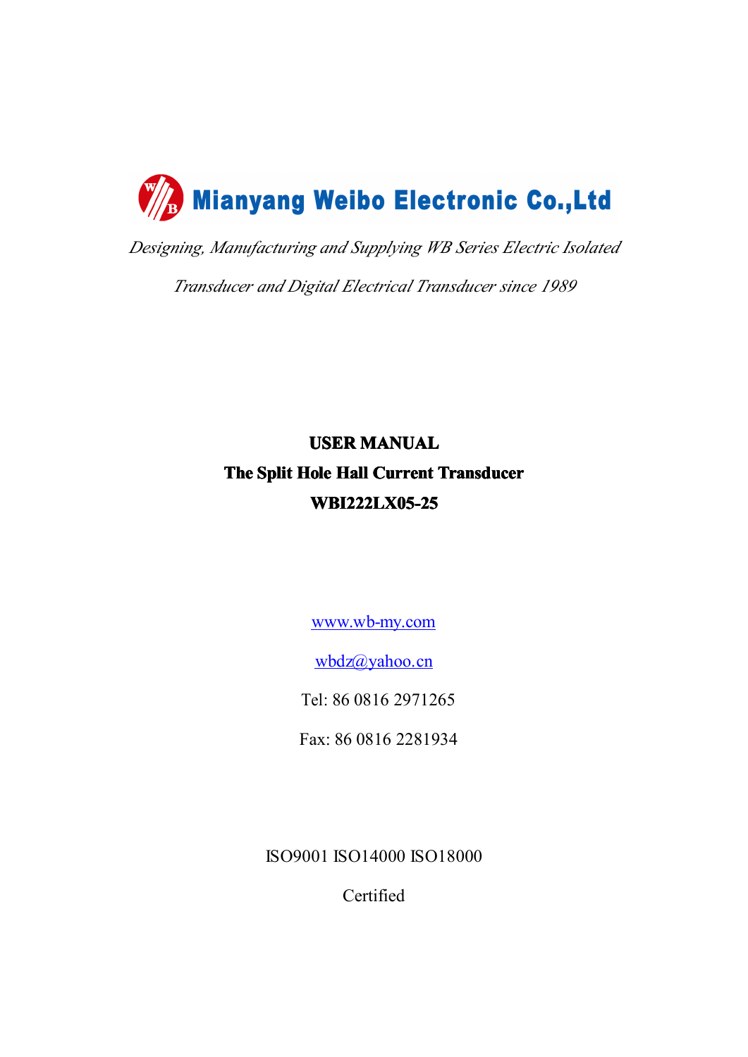# Mianyang Weibo Electronic Co.,Ltd

*Designing, Manufacturing and Supplying WB Series Electric Isolated Transducer and Digital Electrical Transducer since 1989*

**USER MANUAL**

**The Split Hole Hall Current Transducer**

**WBI222LX05-25**

www.wb-my.com

wbdz@yahoo.cn

Tel: 86 0816 2971265

Fax: 86 0816 2281934

ISO9001 ISO14000 ISO18000

Certified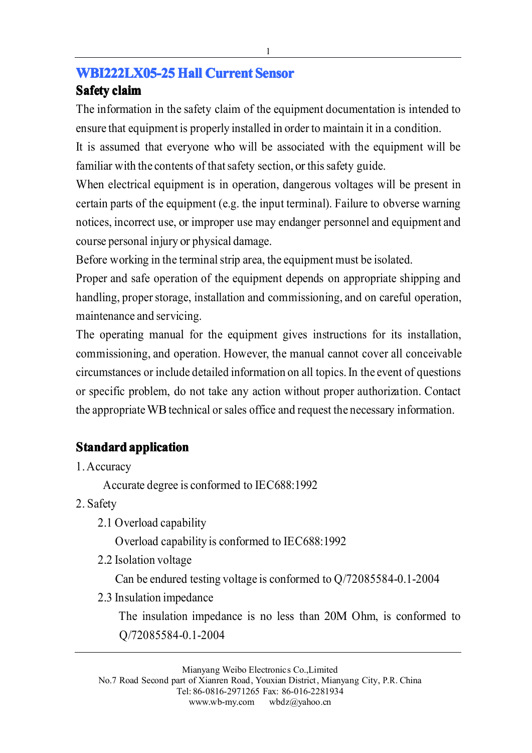# WBI222LX05-25 Hall Current Sensor

## Safety claim

The information in the safety claim of the equipment documentation is intended to ensure that equipment is properly installed in order to maintain it in a condition.

It is assumed that everyone who will be associated with the equipment will be familiar with the contents of that safety section, or this safety guide.

When electrical equipment is in operation, dangerous voltages will be present in certain parts of the equipment (e.g. the input terminal). Failure to obverse warning notices, incorrect use, or improper use may endanger personnel and equipment and course personal injury or physical damage.

Before working in the terminal strip area, the equipment must be isolated.

Proper and safe operation of the equipment depends on appropriate shipping and handling, proper storage, installation and commissioning, and on careful operation, maintenance and servicing.

The operating manual for the equipment gives instructions for its installation, commissioning, and operation. However, the manual cannot cover all conceivable circumstances or include detailed information on all topics. In the event of questions or specific problem, do not take any action without proper authorization. Contact the appropriate WB technical or sales office and request the necessary information.

## Standard application

1. Accuracy

   Accurate degree is conformed to IEC688:1992

2. Safety

   2.1 Overload capability

   Overload capability is conformed to IEC688:1992

   2.2 Isolation voltage

   Can be endured testing voltage is conformed to Q/72085584-0.1-2004

   2.3 Insulation impedance

   The insulation impedance is no less than 20M Ohm, is conformed to Q/72085584-0.1-2004

Mianyang Weibo Electronics Co.,Limited
No.7 Road Second part of Xianren Road, Youxian District, Mianyang City, P.R. China
Tel: 86-0816-2971265 Fax: 86-016-2281934
www.wb-my.com wbdz@yahoo.cn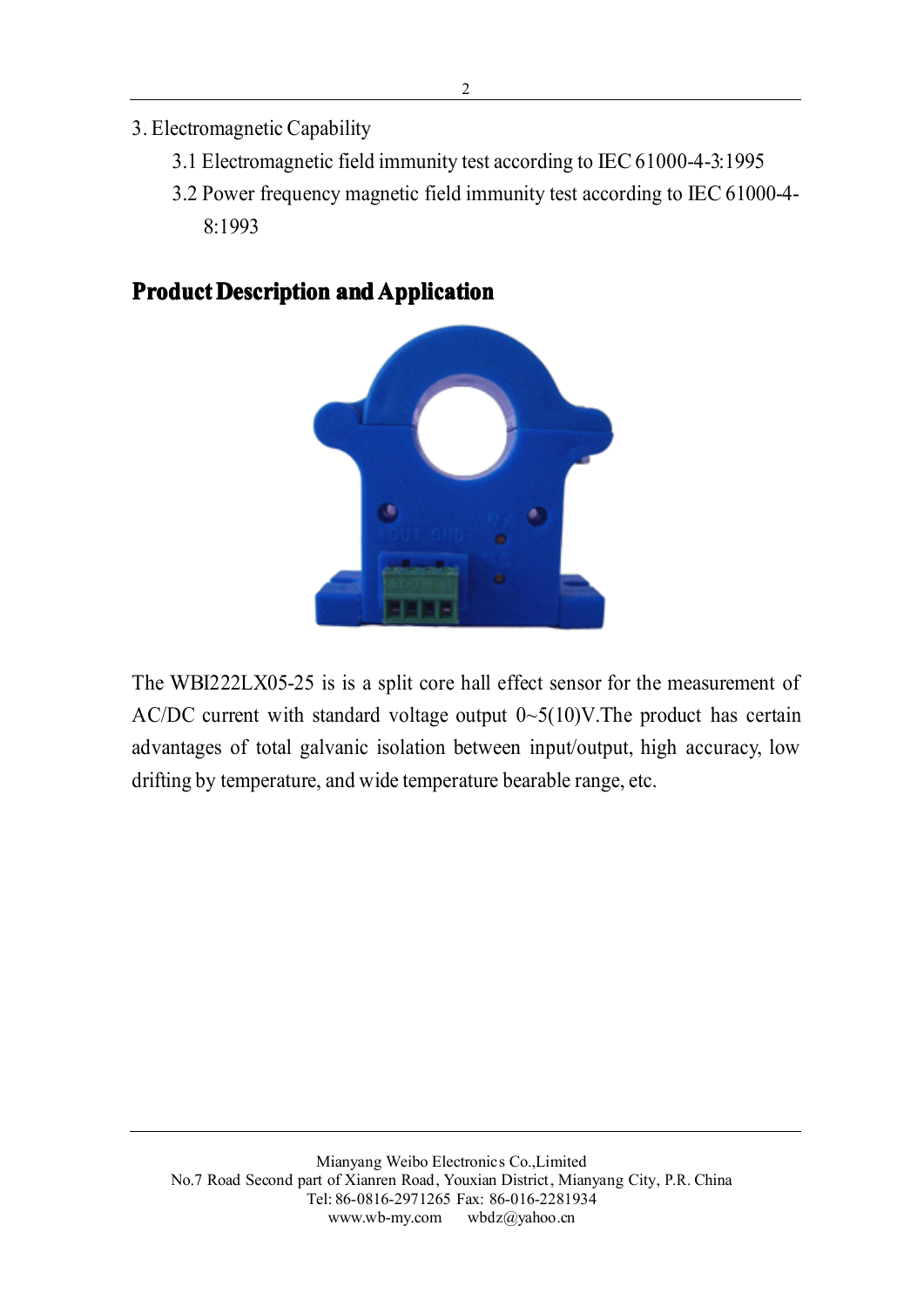3. Electromagnetic Capability

   3.1 Electromagnetic field immunity test according to IEC 61000-4-3:1995

   3.2 Power frequency magnetic field immunity test according to IEC 61000-4-8:1993

## Product Description and Application

The WBI222LX05-25 is is a split core hall effect sensor for the measurement of AC/DC current with standard voltage output 0~5(10)V.The product has certain advantages of total galvanic isolation between input/output, high accuracy, low drifting by temperature, and wide temperature bearable range, etc.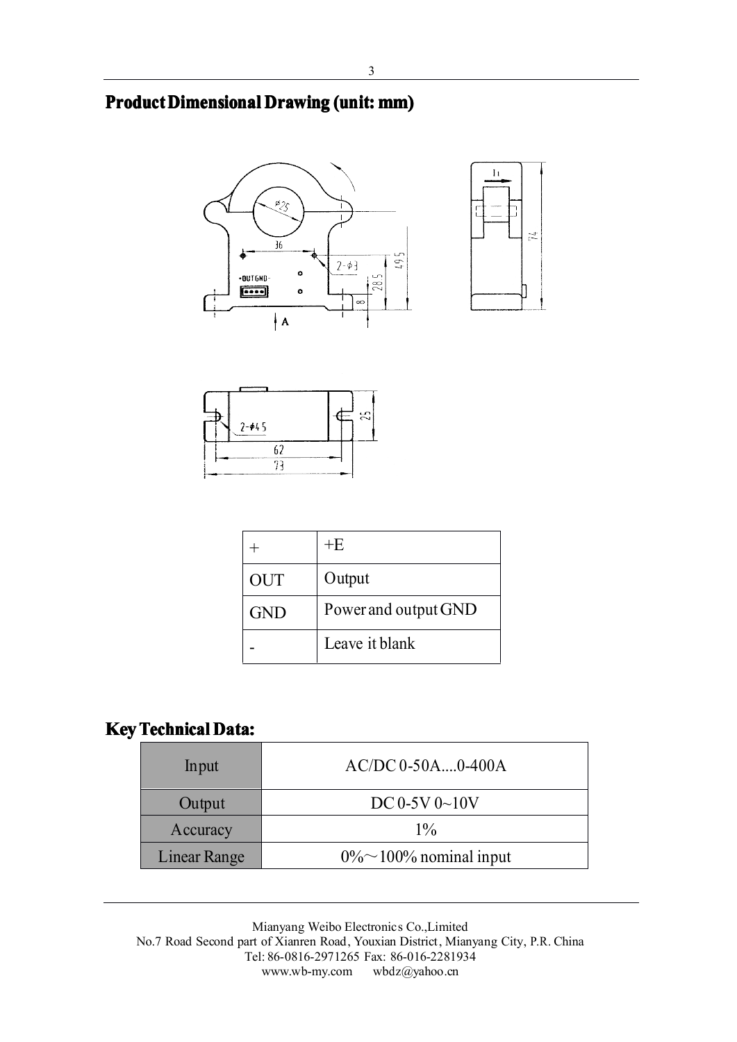## Product Dimensional Drawing (unit: mm)

| + | +E |
|---|---|
| OUT | Output |
| GND | Power and output GND |
| - | Leave it blank |

## Key Technical Data:

| Input | AC/DC 0-50A....0-400A |
|---|---|
| Output | DC 0-5V 0~10V |
| Accuracy | 1% |
| Linear Range | 0%～100% nominal input |

Mianyang Weibo Electronics Co.,Limited
No.7 Road Second part of Xianren Road, Youxian District, Mianyang City, P.R. China
Tel: 86-0816-2971265 Fax: 86-016-2281934
www.wb-my.com wbdz@yahoo.cn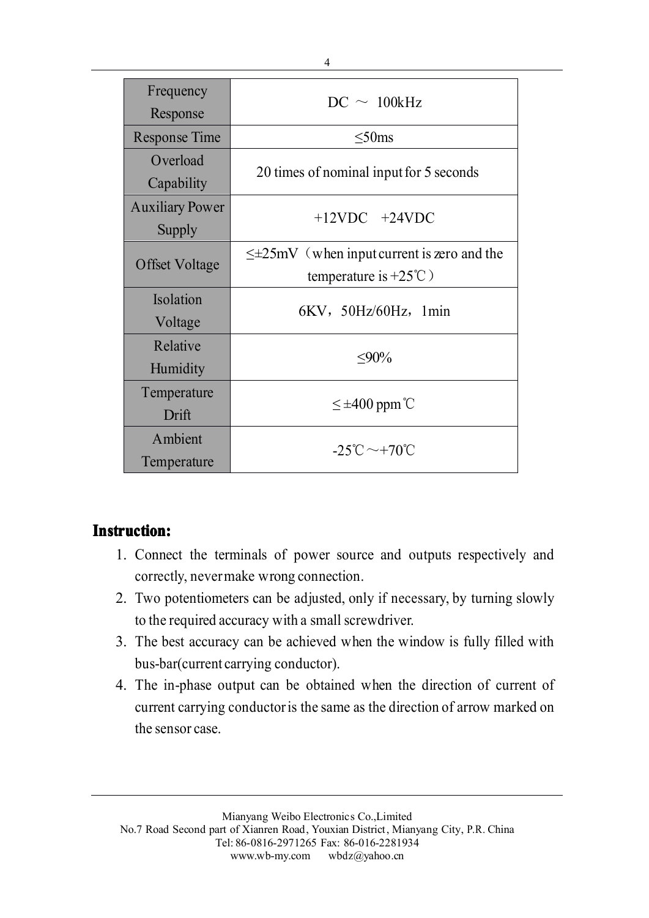| | |
|---|---|
| Frequency Response | DC ～ 100kHz |
| Response Time | ≤50ms |
| Overload Capability | 20 times of nominal input for 5 seconds |
| Auxiliary Power Supply | +12VDC +24VDC |
| Offset Voltage | ≤±25mV（when input current is zero and the temperature is +25℃） |
| Isolation Voltage | 6KV，50Hz/60Hz，1min |
| Relative Humidity | ≤90% |
| Temperature Drift | ≤ ±400 ppm℃ |
| Ambient Temperature | -25℃～+70℃ |

## Instruction:

1. Connect the terminals of power source and outputs respectively and correctly, never make wrong connection.
2. Two potentiometers can be adjusted, only if necessary, by turning slowly to the required accuracy with a small screwdriver.
3. The best accuracy can be achieved when the window is fully filled with bus-bar(current carrying conductor).
4. The in-phase output can be obtained when the direction of current of current carrying conductor is the same as the direction of arrow marked on the sensor case.